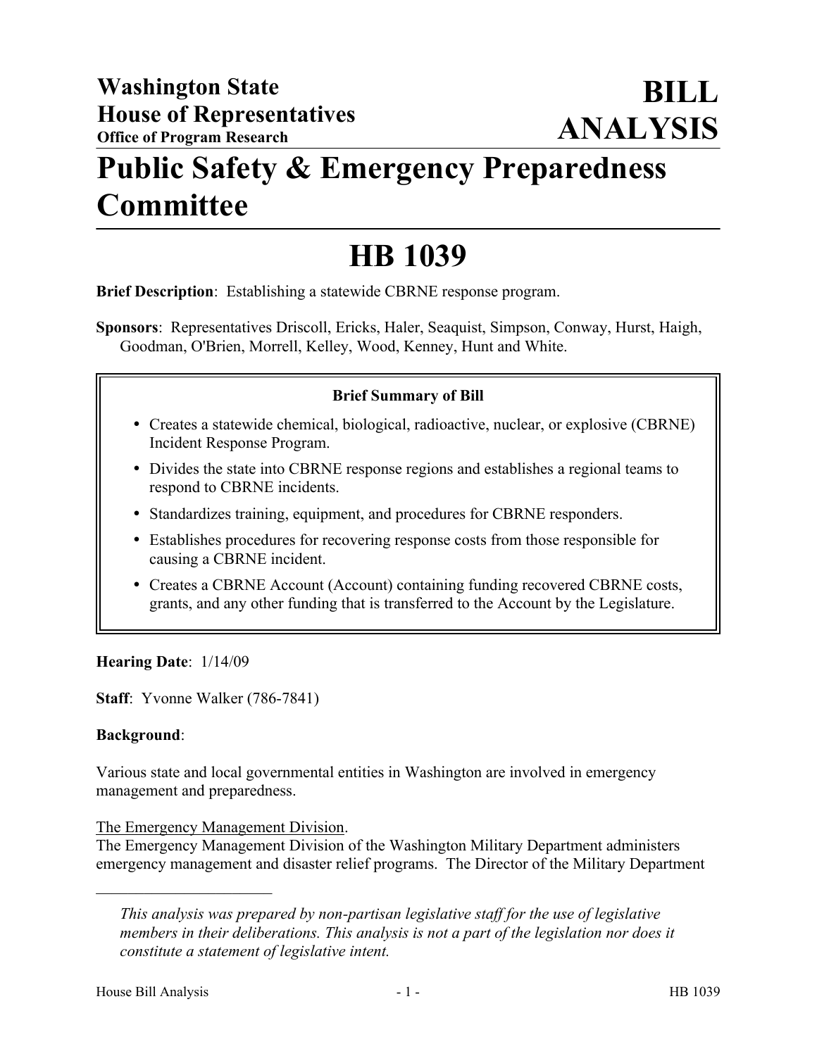**Washington State**
**House of Representatives**
**Office of Program Research**

# BILL ANALYSIS

# Public Safety & Emergency Preparedness Committee

# HB 1039

**Brief Description**: Establishing a statewide CBRNE response program.

**Sponsors**: Representatives Driscoll, Ericks, Haler, Seaquist, Simpson, Conway, Hurst, Haigh, Goodman, O'Brien, Morrell, Kelley, Wood, Kenney, Hunt and White.

**Brief Summary of Bill**

- Creates a statewide chemical, biological, radioactive, nuclear, or explosive (CBRNE) Incident Response Program.
- Divides the state into CBRNE response regions and establishes a regional teams to respond to CBRNE incidents.
- Standardizes training, equipment, and procedures for CBRNE responders.
- Establishes procedures for recovering response costs from those responsible for causing a CBRNE incident.
- Creates a CBRNE Account (Account) containing funding recovered CBRNE costs, grants, and any other funding that is transferred to the Account by the Legislature.

**Hearing Date**: 1/14/09

**Staff**: Yvonne Walker (786-7841)

**Background**:

Various state and local governmental entities in Washington are involved in emergency management and preparedness.

The Emergency Management Division.
The Emergency Management Division of the Washington Military Department administers emergency management and disaster relief programs. The Director of the Military Department

---

*This analysis was prepared by non-partisan legislative staff for the use of legislative members in their deliberations. This analysis is not a part of the legislation nor does it constitute a statement of legislative intent.*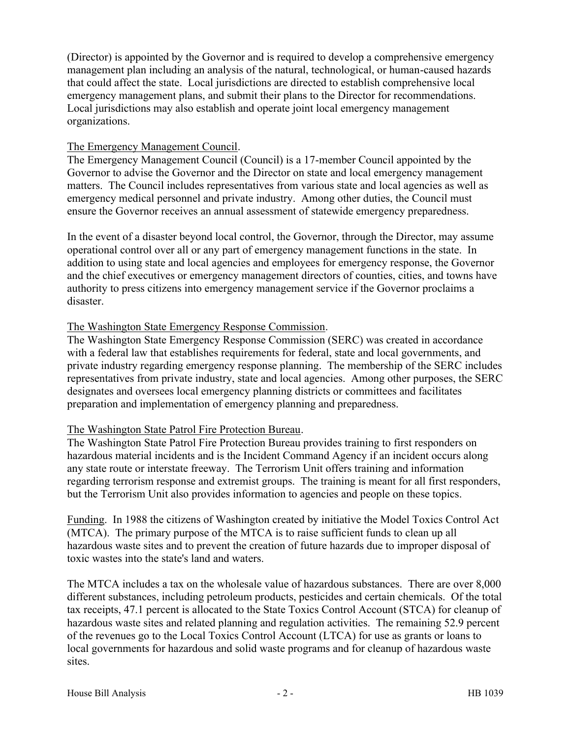(Director) is appointed by the Governor and is required to develop a comprehensive emergency management plan including an analysis of the natural, technological, or human-caused hazards that could affect the state. Local jurisdictions are directed to establish comprehensive local emergency management plans, and submit their plans to the Director for recommendations. Local jurisdictions may also establish and operate joint local emergency management organizations.

The Emergency Management Council.
The Emergency Management Council (Council) is a 17-member Council appointed by the Governor to advise the Governor and the Director on state and local emergency management matters. The Council includes representatives from various state and local agencies as well as emergency medical personnel and private industry. Among other duties, the Council must ensure the Governor receives an annual assessment of statewide emergency preparedness.

In the event of a disaster beyond local control, the Governor, through the Director, may assume operational control over all or any part of emergency management functions in the state. In addition to using state and local agencies and employees for emergency response, the Governor and the chief executives or emergency management directors of counties, cities, and towns have authority to press citizens into emergency management service if the Governor proclaims a disaster.

The Washington State Emergency Response Commission.
The Washington State Emergency Response Commission (SERC) was created in accordance with a federal law that establishes requirements for federal, state and local governments, and private industry regarding emergency response planning. The membership of the SERC includes representatives from private industry, state and local agencies. Among other purposes, the SERC designates and oversees local emergency planning districts or committees and facilitates preparation and implementation of emergency planning and preparedness.

The Washington State Patrol Fire Protection Bureau.
The Washington State Patrol Fire Protection Bureau provides training to first responders on hazardous material incidents and is the Incident Command Agency if an incident occurs along any state route or interstate freeway. The Terrorism Unit offers training and information regarding terrorism response and extremist groups. The training is meant for all first responders, but the Terrorism Unit also provides information to agencies and people on these topics.

Funding. In 1988 the citizens of Washington created by initiative the Model Toxics Control Act (MTCA). The primary purpose of the MTCA is to raise sufficient funds to clean up all hazardous waste sites and to prevent the creation of future hazards due to improper disposal of toxic wastes into the state's land and waters.

The MTCA includes a tax on the wholesale value of hazardous substances. There are over 8,000 different substances, including petroleum products, pesticides and certain chemicals. Of the total tax receipts, 47.1 percent is allocated to the State Toxics Control Account (STCA) for cleanup of hazardous waste sites and related planning and regulation activities. The remaining 52.9 percent of the revenues go to the Local Toxics Control Account (LTCA) for use as grants or loans to local governments for hazardous and solid waste programs and for cleanup of hazardous waste sites.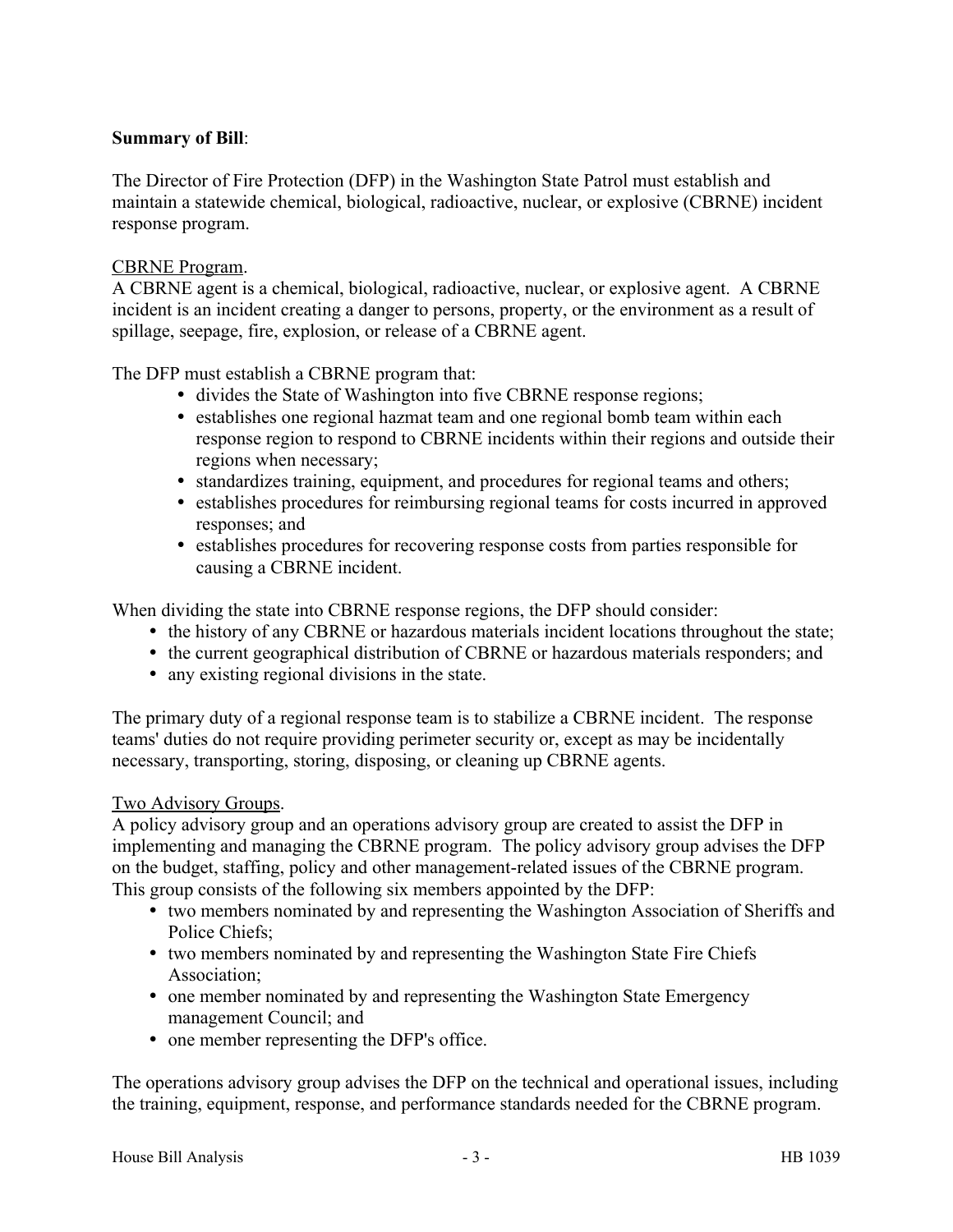**Summary of Bill**:

The Director of Fire Protection (DFP) in the Washington State Patrol must establish and maintain a statewide chemical, biological, radioactive, nuclear, or explosive (CBRNE) incident response program.

CBRNE Program.
A CBRNE agent is a chemical, biological, radioactive, nuclear, or explosive agent. A CBRNE incident is an incident creating a danger to persons, property, or the environment as a result of spillage, seepage, fire, explosion, or release of a CBRNE agent.

The DFP must establish a CBRNE program that:

- divides the State of Washington into five CBRNE response regions;
- establishes one regional hazmat team and one regional bomb team within each response region to respond to CBRNE incidents within their regions and outside their regions when necessary;
- standardizes training, equipment, and procedures for regional teams and others;
- establishes procedures for reimbursing regional teams for costs incurred in approved responses; and
- establishes procedures for recovering response costs from parties responsible for causing a CBRNE incident.

When dividing the state into CBRNE response regions, the DFP should consider:

- the history of any CBRNE or hazardous materials incident locations throughout the state;
- the current geographical distribution of CBRNE or hazardous materials responders; and
- any existing regional divisions in the state.

The primary duty of a regional response team is to stabilize a CBRNE incident. The response teams' duties do not require providing perimeter security or, except as may be incidentally necessary, transporting, storing, disposing, or cleaning up CBRNE agents.

Two Advisory Groups.
A policy advisory group and an operations advisory group are created to assist the DFP in implementing and managing the CBRNE program. The policy advisory group advises the DFP on the budget, staffing, policy and other management-related issues of the CBRNE program. This group consists of the following six members appointed by the DFP:

- two members nominated by and representing the Washington Association of Sheriffs and Police Chiefs;
- two members nominated by and representing the Washington State Fire Chiefs Association;
- one member nominated by and representing the Washington State Emergency management Council; and
- one member representing the DFP's office.

The operations advisory group advises the DFP on the technical and operational issues, including the training, equipment, response, and performance standards needed for the CBRNE program.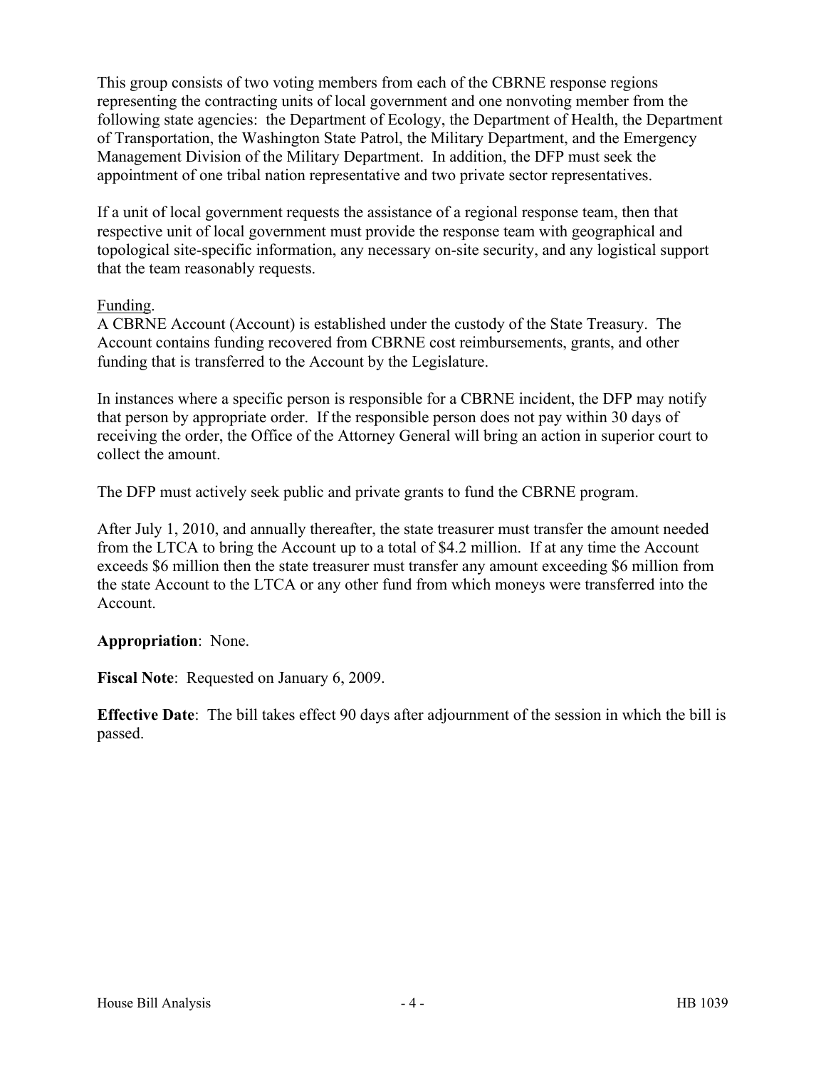This group consists of two voting members from each of the CBRNE response regions representing the contracting units of local government and one nonvoting member from the following state agencies: the Department of Ecology, the Department of Health, the Department of Transportation, the Washington State Patrol, the Military Department, and the Emergency Management Division of the Military Department. In addition, the DFP must seek the appointment of one tribal nation representative and two private sector representatives.

If a unit of local government requests the assistance of a regional response team, then that respective unit of local government must provide the response team with geographical and topological site-specific information, any necessary on-site security, and any logistical support that the team reasonably requests.

Funding.

A CBRNE Account (Account) is established under the custody of the State Treasury. The Account contains funding recovered from CBRNE cost reimbursements, grants, and other funding that is transferred to the Account by the Legislature.

In instances where a specific person is responsible for a CBRNE incident, the DFP may notify that person by appropriate order. If the responsible person does not pay within 30 days of receiving the order, the Office of the Attorney General will bring an action in superior court to collect the amount.

The DFP must actively seek public and private grants to fund the CBRNE program.

After July 1, 2010, and annually thereafter, the state treasurer must transfer the amount needed from the LTCA to bring the Account up to a total of $4.2 million. If at any time the Account exceeds $6 million then the state treasurer must transfer any amount exceeding $6 million from the state Account to the LTCA or any other fund from which moneys were transferred into the Account.

**Appropriation**: None.

**Fiscal Note**: Requested on January 6, 2009.

**Effective Date**: The bill takes effect 90 days after adjournment of the session in which the bill is passed.